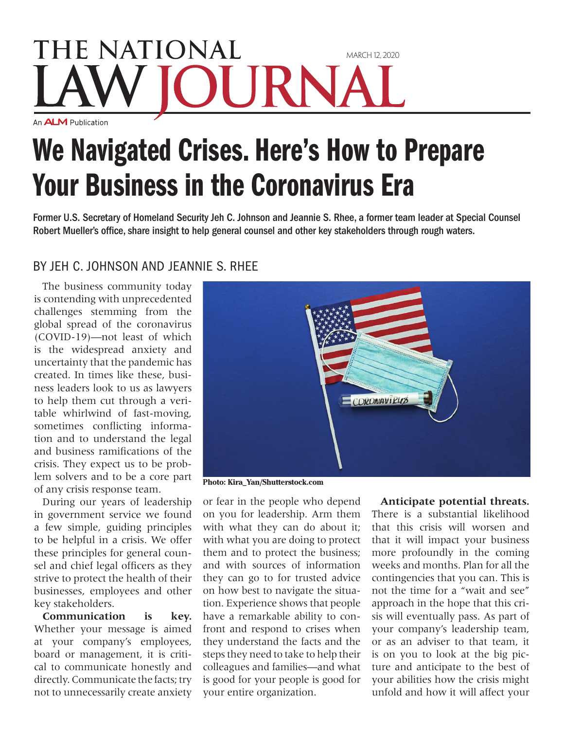THE NATIONAL LAW JOURNAL

MARCH 12, 2020

An ALM Publication

# We Navigated Crises. Here's How to Prepare Your Business in the Coronavirus Era

Former U.S. Secretary of Homeland Security Jeh C. Johnson and Jeannie S. Rhee, a former team leader at Special Counsel Robert Mueller's office, share insight to help general counsel and other key stakeholders through rough waters.

BY JEH C. JOHNSON AND JEANNIE S. RHEE

The business community today is contending with unprecedented challenges stemming from the global spread of the coronavirus (COVID-19)—not least of which is the widespread anxiety and uncertainty that the pandemic has created. In times like these, business leaders look to us as lawyers to help them cut through a veritable whirlwind of fast-moving, sometimes conflicting information and to understand the legal and business ramifications of the crisis. They expect us to be problem solvers and to be a core part of any crisis response team.

During our years of leadership in government service we found a few simple, guiding principles to be helpful in a crisis. We offer these principles for general counsel and chief legal officers as they strive to protect the health of their businesses, employees and other key stakeholders.

**Communication is key.** Whether your message is aimed at your company's employees, board or management, it is critical to communicate honestly and directly. Communicate the facts; try not to unnecessarily create anxiety or fear in the people who depend on you for leadership. Arm them with what they can do about it; with what you are doing to protect them and to protect the business; and with sources of information they can go to for trusted advice on how best to navigate the situation. Experience shows that people have a remarkable ability to confront and respond to crises when they understand the facts and the steps they need to take to help their colleagues and families—and what is good for your people is good for your entire organization.

Photo: Kira_Yan/Shutterstock.com

**Anticipate potential threats.** There is a substantial likelihood that this crisis will worsen and that it will impact your business more profoundly in the coming weeks and months. Plan for all the contingencies that you can. This is not the time for a "wait and see" approach in the hope that this crisis will eventually pass. As part of your company's leadership team, or as an adviser to that team, it is on you to look at the big picture and anticipate to the best of your abilities how the crisis might unfold and how it will affect your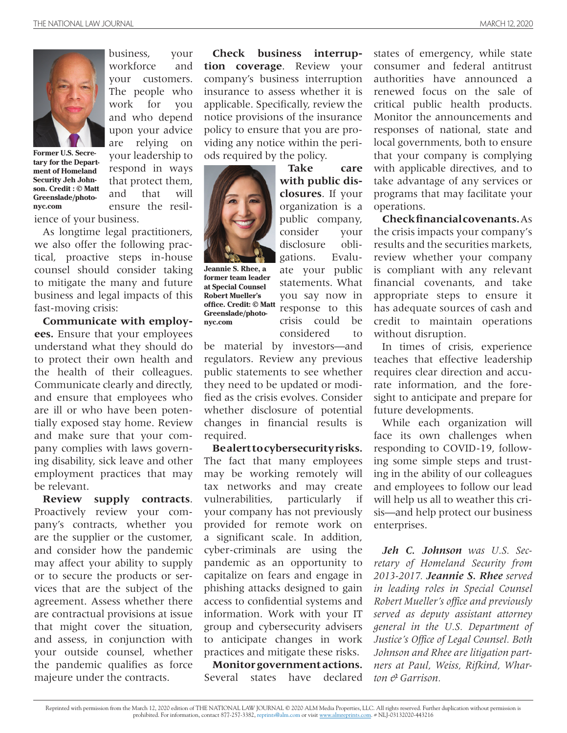business, your workforce and your customers. The people who work for you and who depend upon your advice are relying on your leadership to respond in ways that protect them, and that will ensure the resilience of your business.

Former U.S. Secretary for the Department of Homeland Security Jeh Johnson. Credit : © Matt Greenslade/photonyc.com

As longtime legal practitioners, we also offer the following practical, proactive steps in-house counsel should consider taking to mitigate the many and future business and legal impacts of this fast-moving crisis:

**Communicate with employees.** Ensure that your employees understand what they should do to protect their own health and the health of their colleagues. Communicate clearly and directly, and ensure that employees who are ill or who have been potentially exposed stay home. Review and make sure that your company complies with laws governing disability, sick leave and other employment practices that may be relevant.

**Review supply contracts**. Proactively review your company's contracts, whether you are the supplier or the customer, and consider how the pandemic may affect your ability to supply or to secure the products or services that are the subject of the agreement. Assess whether there are contractual provisions at issue that might cover the situation, and assess, in conjunction with your outside counsel, whether the pandemic qualifies as force majeure under the contracts.

**Check business interruption coverage**. Review your company's business interruption insurance to assess whether it is applicable. Specifically, review the notice provisions of the insurance policy to ensure that you are providing any notice within the periods required by the policy.

**Take care with public disclosures**. If your organization is a public company, consider your disclosure obligations. Evaluate your public statements. What you say now in response to this crisis could be considered to be material by investors—and regulators. Review any previous public statements to see whether they need to be updated or modified as the crisis evolves. Consider whether disclosure of potential changes in financial results is required.

Jeannie S. Rhee, a former team leader at Special Counsel Robert Mueller's office. Credit: © Matt Greenslade/photonyc.com

**Be alert to cybersecurity risks.** The fact that many employees may be working remotely will tax networks and may create vulnerabilities, particularly if your company has not previously provided for remote work on a significant scale. In addition, cyber-criminals are using the pandemic as an opportunity to capitalize on fears and engage in phishing attacks designed to gain access to confidential systems and information. Work with your IT group and cybersecurity advisers to anticipate changes in work practices and mitigate these risks.

**Monitor government actions.** Several states have declared states of emergency, while state consumer and federal antitrust authorities have announced a renewed focus on the sale of critical public health products. Monitor the announcements and responses of national, state and local governments, both to ensure that your company is complying with applicable directives, and to take advantage of any services or programs that may facilitate your operations.

**Check financial covenants.** As the crisis impacts your company's results and the securities markets, review whether your company is compliant with any relevant financial covenants, and take appropriate steps to ensure it has adequate sources of cash and credit to maintain operations without disruption.

In times of crisis, experience teaches that effective leadership requires clear direction and accurate information, and the foresight to anticipate and prepare for future developments.

While each organization will face its own challenges when responding to COVID-19, following some simple steps and trusting in the ability of our colleagues and employees to follow our lead will help us all to weather this crisis—and help protect our business enterprises.

***Jeh C. Johnson*** *was U.S. Secretary of Homeland Security from 2013-2017.* ***Jeannie S. Rhee*** *served in leading roles in Special Counsel Robert Mueller's office and previously served as deputy assistant attorney general in the U.S. Department of Justice's Office of Legal Counsel. Both Johnson and Rhee are litigation partners at Paul, Weiss, Rifkind, Wharton & Garrison.*

Reprinted with permission from the March 12, 2020 edition of THE NATIONAL LAW JOURNAL © 2020 ALM Media Properties, LLC. All rights reserved. Further duplication without permission is prohibited. For information, contact 877-257-3382, reprints@alm.com or visit www.almreprints.com. # NLJ-03132020-443216